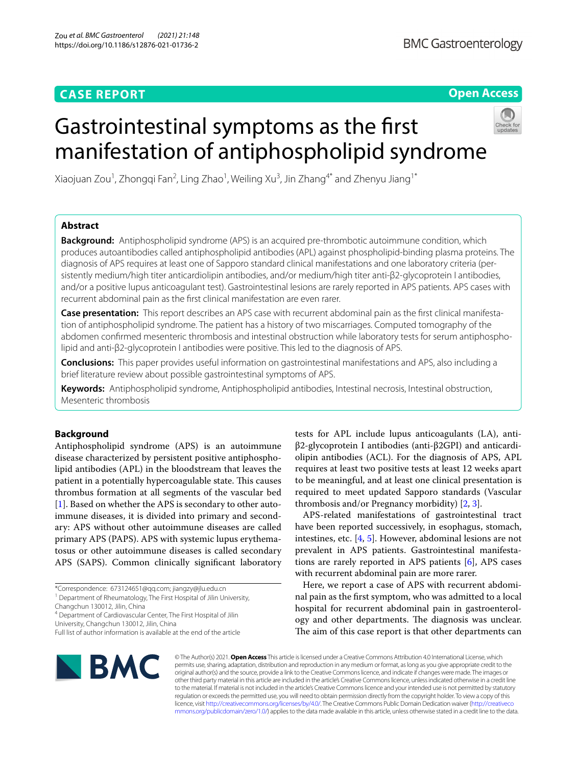CASE REPORT

Open Access

# Gastrointestinal symptoms as the first manifestation of antiphospholipid syndrome

Xiaojuan Zou[1], Zhongqi Fan[2], Ling Zhao[1], Weiling Xu[3], Jin Zhang[4*] and Zhenyu Jiang[1*]

## Abstract

**Background:** Antiphospholipid syndrome (APS) is an acquired pre-thrombotic autoimmune condition, which produces autoantibodies called antiphospholipid antibodies (APL) against phospholipid-binding plasma proteins. The diagnosis of APS requires at least one of Sapporo standard clinical manifestations and one laboratory criteria (persistently medium/high titer anticardiolipin antibodies, and/or medium/high titer anti-β2-glycoprotein I antibodies, and/or a positive lupus anticoagulant test). Gastrointestinal lesions are rarely reported in APS patients. APS cases with recurrent abdominal pain as the first clinical manifestation are even rarer.

**Case presentation:** This report describes an APS case with recurrent abdominal pain as the first clinical manifestation of antiphospholipid syndrome. The patient has a history of two miscarriages. Computed tomography of the abdomen confirmed mesenteric thrombosis and intestinal obstruction while laboratory tests for serum antiphospholipid and anti-β2-glycoprotein I antibodies were positive. This led to the diagnosis of APS.

**Conclusions:** This paper provides useful information on gastrointestinal manifestations and APS, also including a brief literature review about possible gastrointestinal symptoms of APS.

**Keywords:** Antiphospholipid syndrome, Antiphospholipid antibodies, Intestinal necrosis, Intestinal obstruction, Mesenteric thrombosis

## Background

Antiphospholipid syndrome (APS) is an autoimmune disease characterized by persistent positive antiphospholipid antibodies (APL) in the bloodstream that leaves the patient in a potentially hypercoagulable state. This causes thrombus formation at all segments of the vascular bed [1]. Based on whether the APS is secondary to other autoimmune diseases, it is divided into primary and secondary: APS without other autoimmune diseases are called primary APS (PAPS). APS with systemic lupus erythematosus or other autoimmune diseases is called secondary APS (SAPS). Common clinically significant laboratory tests for APL include lupus anticoagulants (LA), anti-β2-glycoprotein I antibodies (anti-β2GPI) and anticardiolipin antibodies (ACL). For the diagnosis of APS, APL requires at least two positive tests at least 12 weeks apart to be meaningful, and at least one clinical presentation is required to meet updated Sapporo standards (Vascular thrombosis and/or Pregnancy morbidity) [2, 3].

APS-related manifestations of gastrointestinal tract have been reported successively, in esophagus, stomach, intestines, etc. [4, 5]. However, abdominal lesions are not prevalent in APS patients. Gastrointestinal manifestations are rarely reported in APS patients [6], APS cases with recurrent abdominal pain are more rarer.

Here, we report a case of APS with recurrent abdominal pain as the first symptom, who was admitted to a local hospital for recurrent abdominal pain in gastroenterology and other departments. The diagnosis was unclear. The aim of this case report is that other departments can

*Correspondence: 673124651@qq.com; jiangzy@jlu.edu.cn

[1] Department of Rheumatology, The First Hospital of Jilin University, Changchun 130012, Jilin, China

[4] Department of Cardiovascular Center, The First Hospital of Jilin University, Changchun 130012, Jilin, China

Full list of author information is available at the end of the article

© The Author(s) 2021. **Open Access** This article is licensed under a Creative Commons Attribution 4.0 International License, which permits use, sharing, adaptation, distribution and reproduction in any medium or format, as long as you give appropriate credit to the original author(s) and the source, provide a link to the Creative Commons licence, and indicate if changes were made. The images or other third party material in this article are included in the article's Creative Commons licence, unless indicated otherwise in a credit line to the material. If material is not included in the article's Creative Commons licence and your intended use is not permitted by statutory regulation or exceeds the permitted use, you will need to obtain permission directly from the copyright holder. To view a copy of this licence, visit http://creativecommons.org/licenses/by/4.0/. The Creative Commons Public Domain Dedication waiver (http://creativecommons.org/publicdomain/zero/1.0/) applies to the data made available in this article, unless otherwise stated in a credit line to the data.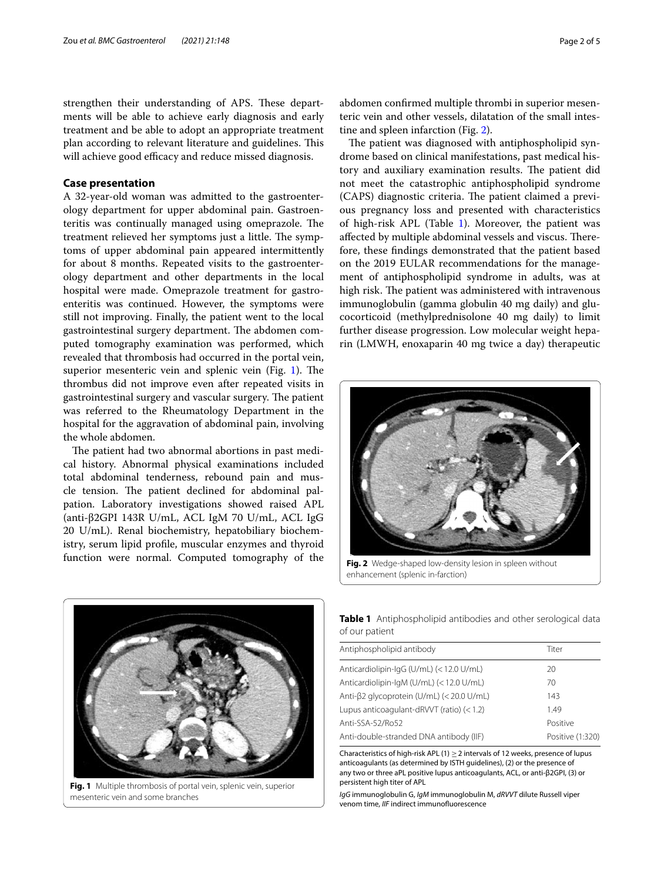strengthen their understanding of APS. These departments will be able to achieve early diagnosis and early treatment and be able to adopt an appropriate treatment plan according to relevant literature and guidelines. This will achieve good efficacy and reduce missed diagnosis.

## Case presentation

A 32-year-old woman was admitted to the gastroenterology department for upper abdominal pain. Gastroenteritis was continually managed using omeprazole. The treatment relieved her symptoms just a little. The symptoms of upper abdominal pain appeared intermittently for about 8 months. Repeated visits to the gastroenterology department and other departments in the local hospital were made. Omeprazole treatment for gastroenteritis was continued. However, the symptoms were still not improving. Finally, the patient went to the local gastrointestinal surgery department. The abdomen computed tomography examination was performed, which revealed that thrombosis had occurred in the portal vein, superior mesenteric vein and splenic vein (Fig. 1). The thrombus did not improve even after repeated visits in gastrointestinal surgery and vascular surgery. The patient was referred to the Rheumatology Department in the hospital for the aggravation of abdominal pain, involving the whole abdomen.

The patient had two abnormal abortions in past medical history. Abnormal physical examinations included total abdominal tenderness, rebound pain and muscle tension. The patient declined for abdominal palpation. Laboratory investigations showed raised APL (anti-β2GPI 143R U/mL, ACL IgM 70 U/mL, ACL IgG 20 U/mL). Renal biochemistry, hepatobiliary biochemistry, serum lipid profile, muscular enzymes and thyroid function were normal. Computed tomography of the abdomen confirmed multiple thrombi in superior mesenteric vein and other vessels, dilatation of the small intestine and spleen infarction (Fig. 2).

Fig. 1 Multiple thrombosis of portal vein, splenic vein, superior mesenteric vein and some branches

The patient was diagnosed with antiphospholipid syndrome based on clinical manifestations, past medical history and auxiliary examination results. The patient did not meet the catastrophic antiphospholipid syndrome (CAPS) diagnostic criteria. The patient claimed a previous pregnancy loss and presented with characteristics of high-risk APL (Table 1). Moreover, the patient was affected by multiple abdominal vessels and viscus. Therefore, these findings demonstrated that the patient based on the 2019 EULAR recommendations for the management of antiphospholipid syndrome in adults, was at high risk. The patient was administered with intravenous immunoglobulin (gamma globulin 40 mg daily) and glucocorticoid (methylprednisolone 40 mg daily) to limit further disease progression. Low molecular weight heparin (LMWH, enoxaparin 40 mg twice a day) therapeutic

Fig. 2 Wedge-shaped low-density lesion in spleen without enhancement (splenic in-farction)

**Table 1** Antiphospholipid antibodies and other serological data of our patient

| Antiphospholipid antibody | Titer |
|---|---|
| Anticardiolipin-IgG (U/mL) (< 12.0 U/mL) | 20 |
| Anticardiolipin-IgM (U/mL) (< 12.0 U/mL) | 70 |
| Anti-β2 glycoprotein (U/mL) (< 20.0 U/mL) | 143 |
| Lupus anticoagulant-dRVVT (ratio) (< 1.2) | 1.49 |
| Anti-SSA-52/Ro52 | Positive |
| Anti-double-stranded DNA antibody (IIF) | Positive (1:320) |

Characteristics of high-risk APL (1) ≥ 2 intervals of 12 weeks, presence of lupus anticoagulants (as determined by ISTH guidelines), (2) or the presence of any two or three aPL positive lupus anticoagulants, ACL, or anti-β2GPI, (3) or persistent high titer of APL

*IgG* immunoglobulin G, *IgM* immunoglobulin M, *dRVVT* dilute Russell viper venom time, *IIF* indirect immunofluorescence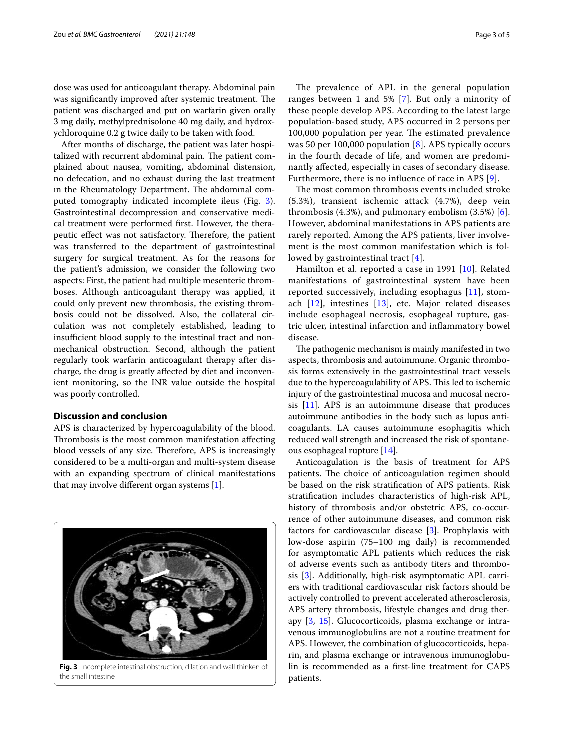dose was used for anticoagulant therapy. Abdominal pain was significantly improved after systemic treatment. The patient was discharged and put on warfarin given orally 3 mg daily, methylprednisolone 40 mg daily, and hydroxychloroquine 0.2 g twice daily to be taken with food.

After months of discharge, the patient was later hospitalized with recurrent abdominal pain. The patient complained about nausea, vomiting, abdominal distension, no defecation, and no exhaust during the last treatment in the Rheumatology Department. The abdominal computed tomography indicated incomplete ileus (Fig. 3). Gastrointestinal decompression and conservative medical treatment were performed first. However, the therapeutic effect was not satisfactory. Therefore, the patient was transferred to the department of gastrointestinal surgery for surgical treatment. As for the reasons for the patient's admission, we consider the following two aspects: First, the patient had multiple mesenteric thromboses. Although anticoagulant therapy was applied, it could only prevent new thrombosis, the existing thrombosis could not be dissolved. Also, the collateral circulation was not completely established, leading to insufficient blood supply to the intestinal tract and non-mechanical obstruction. Second, although the patient regularly took warfarin anticoagulant therapy after discharge, the drug is greatly affected by diet and inconvenient monitoring, so the INR value outside the hospital was poorly controlled.

## Discussion and conclusion

APS is characterized by hypercoagulability of the blood. Thrombosis is the most common manifestation affecting blood vessels of any size. Therefore, APS is increasingly considered to be a multi-organ and multi-system disease with an expanding spectrum of clinical manifestations that may involve different organ systems [1].

Fig. 3 Incomplete intestinal obstruction, dilation and wall thinken of the small intestine

The prevalence of APL in the general population ranges between 1 and 5% [7]. But only a minority of these people develop APS. According to the latest large population-based study, APS occurred in 2 persons per 100,000 population per year. The estimated prevalence was 50 per 100,000 population [8]. APS typically occurs in the fourth decade of life, and women are predominantly affected, especially in cases of secondary disease. Furthermore, there is no influence of race in APS [9].

The most common thrombosis events included stroke (5.3%), transient ischemic attack (4.7%), deep vein thrombosis (4.3%), and pulmonary embolism (3.5%) [6]. However, abdominal manifestations in APS patients are rarely reported. Among the APS patients, liver involvement is the most common manifestation which is followed by gastrointestinal tract [4].

Hamilton et al. reported a case in 1991 [10]. Related manifestations of gastrointestinal system have been reported successively, including esophagus [11], stomach [12], intestines [13], etc. Major related diseases include esophageal necrosis, esophageal rupture, gastric ulcer, intestinal infarction and inflammatory bowel disease.

The pathogenic mechanism is mainly manifested in two aspects, thrombosis and autoimmune. Organic thrombosis forms extensively in the gastrointestinal tract vessels due to the hypercoagulability of APS. This led to ischemic injury of the gastrointestinal mucosa and mucosal necrosis [11]. APS is an autoimmune disease that produces autoimmune antibodies in the body such as lupus anticoagulants. LA causes autoimmune esophagitis which reduced wall strength and increased the risk of spontaneous esophageal rupture [14].

Anticoagulation is the basis of treatment for APS patients. The choice of anticoagulation regimen should be based on the risk stratification of APS patients. Risk stratification includes characteristics of high-risk APL, history of thrombosis and/or obstetric APS, co-occurrence of other autoimmune diseases, and common risk factors for cardiovascular disease [3]. Prophylaxis with low-dose aspirin (75–100 mg daily) is recommended for asymptomatic APL patients which reduces the risk of adverse events such as antibody titers and thrombosis [3]. Additionally, high-risk asymptomatic APL carriers with traditional cardiovascular risk factors should be actively controlled to prevent accelerated atherosclerosis, APS artery thrombosis, lifestyle changes and drug therapy [3, 15]. Glucocorticoids, plasma exchange or intravenous immunoglobulins are not a routine treatment for APS. However, the combination of glucocorticoids, heparin, and plasma exchange or intravenous immunoglobulin is recommended as a first-line treatment for CAPS patients.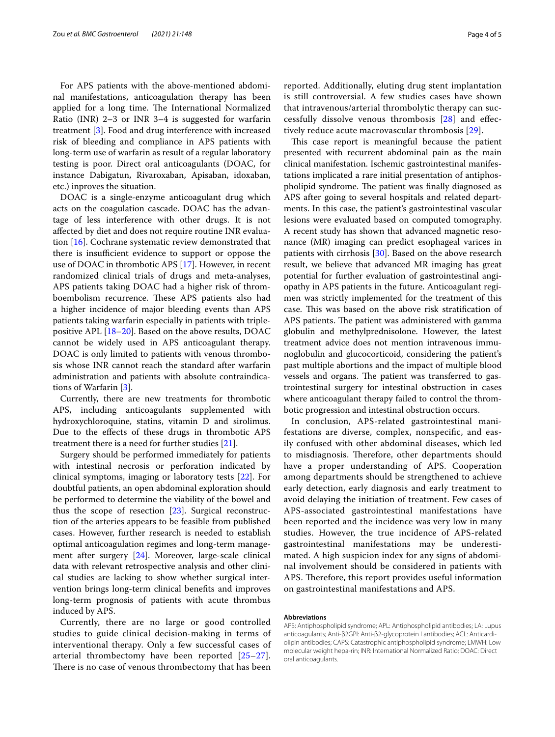For APS patients with the above-mentioned abdominal manifestations, anticoagulation therapy has been applied for a long time. The International Normalized Ratio (INR) 2–3 or INR 3–4 is suggested for warfarin treatment [3]. Food and drug interference with increased risk of bleeding and compliance in APS patients with long-term use of warfarin as result of a regular laboratory testing is poor. Direct oral anticoagulants (DOAC, for instance Dabigatun, Rivaroxaban, Apisaban, idoxaban, etc.) inproves the situation.

DOAC is a single-enzyme anticoagulant drug which acts on the coagulation cascade. DOAC has the advantage of less interference with other drugs. It is not affected by diet and does not require routine INR evaluation [16]. Cochrane systematic review demonstrated that there is insufficient evidence to support or oppose the use of DOAC in thrombotic APS [17]. However, in recent randomized clinical trials of drugs and meta-analyses, APS patients taking DOAC had a higher risk of thromboembolism recurrence. These APS patients also had a higher incidence of major bleeding events than APS patients taking warfarin especially in patients with triple-positive APL [18–20]. Based on the above results, DOAC cannot be widely used in APS anticoagulant therapy. DOAC is only limited to patients with venous thrombosis whose INR cannot reach the standard after warfarin administration and patients with absolute contraindications of Warfarin [3].

Currently, there are new treatments for thrombotic APS, including anticoagulants supplemented with hydroxychloroquine, statins, vitamin D and sirolimus. Due to the effects of these drugs in thrombotic APS treatment there is a need for further studies [21].

Surgery should be performed immediately for patients with intestinal necrosis or perforation indicated by clinical symptoms, imaging or laboratory tests [22]. For doubtful patients, an open abdominal exploration should be performed to determine the viability of the bowel and thus the scope of resection [23]. Surgical reconstruction of the arteries appears to be feasible from published cases. However, further research is needed to establish optimal anticoagulation regimes and long-term management after surgery [24]. Moreover, large-scale clinical data with relevant retrospective analysis and other clinical studies are lacking to show whether surgical intervention brings long-term clinical benefits and improves long-term prognosis of patients with acute thrombus induced by APS.

Currently, there are no large or good controlled studies to guide clinical decision-making in terms of interventional therapy. Only a few successful cases of arterial thrombectomy have been reported [25–27]. There is no case of venous thrombectomy that has been reported. Additionally, eluting drug stent implantation is still controversial. A few studies cases have shown that intravenous/arterial thrombolytic therapy can successfully dissolve venous thrombosis [28] and effectively reduce acute macrovascular thrombosis [29].

This case report is meaningful because the patient presented with recurrent abdominal pain as the main clinical manifestation. Ischemic gastrointestinal manifestations implicated a rare initial presentation of antiphospholipid syndrome. The patient was finally diagnosed as APS after going to several hospitals and related departments. In this case, the patient's gastrointestinal vascular lesions were evaluated based on computed tomography. A recent study has shown that advanced magnetic resonance (MR) imaging can predict esophageal varices in patients with cirrhosis [30]. Based on the above research result, we believe that advanced MR imaging has great potential for further evaluation of gastrointestinal angiopathy in APS patients in the future. Anticoagulant regimen was strictly implemented for the treatment of this case. This was based on the above risk stratification of APS patients. The patient was administered with gamma globulin and methylprednisolone. However, the latest treatment advice does not mention intravenous immunoglobulin and glucocorticoid, considering the patient's past multiple abortions and the impact of multiple blood vessels and organs. The patient was transferred to gastrointestinal surgery for intestinal obstruction in cases where anticoagulant therapy failed to control the thrombotic progression and intestinal obstruction occurs.

In conclusion, APS-related gastrointestinal manifestations are diverse, complex, nonspecific, and easily confused with other abdominal diseases, which led to misdiagnosis. Therefore, other departments should have a proper understanding of APS. Cooperation among departments should be strengthened to achieve early detection, early diagnosis and early treatment to avoid delaying the initiation of treatment. Few cases of APS-associated gastrointestinal manifestations have been reported and the incidence was very low in many studies. However, the true incidence of APS-related gastrointestinal manifestations may be underestimated. A high suspicion index for any signs of abdominal involvement should be considered in patients with APS. Therefore, this report provides useful information on gastrointestinal manifestations and APS.

#### Abbreviations

APS: Antiphospholipid syndrome; APL: Antiphospholipid antibodies; LA: Lupus anticoagulants; Anti-β2GPI: Anti-β2-glycoprotein I antibodies; ACL: Anticardiolipin antibodies; CAPS: Catastrophic antiphospholipid syndrome; LMWH: Low molecular weight hepa-rin; INR: International Normalized Ratio; DOAC: Direct oral anticoagulants.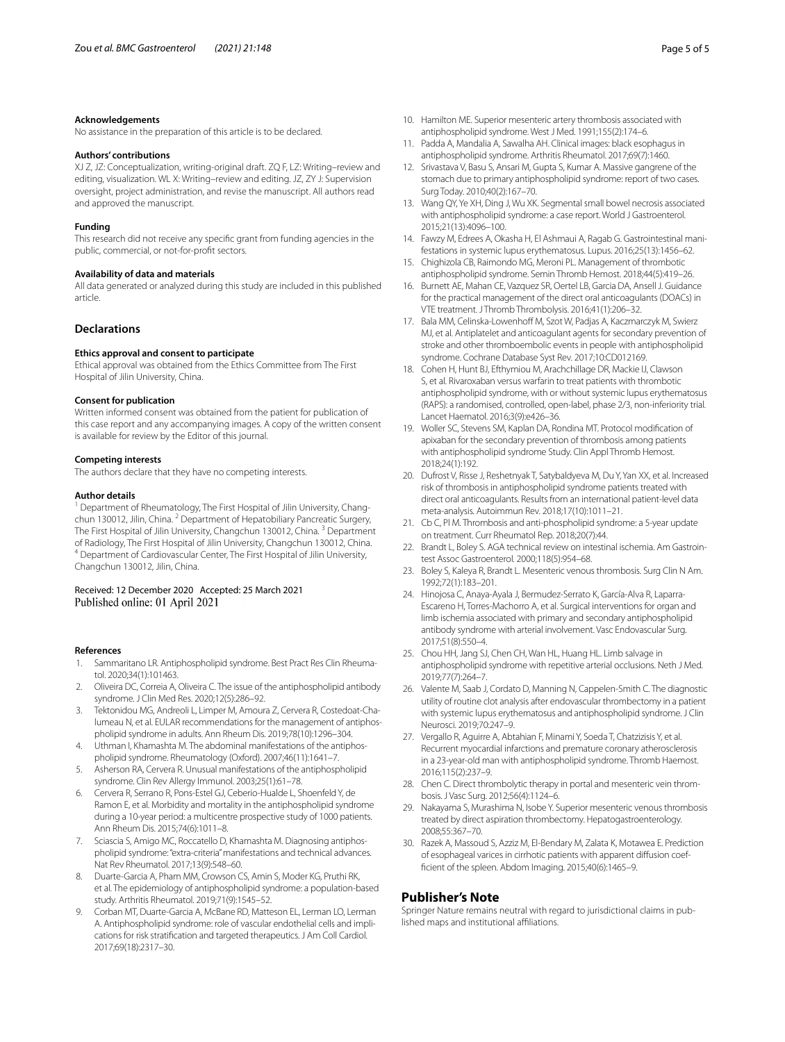#### Acknowledgements

No assistance in the preparation of this article is to be declared.

#### Authors' contributions

XJ Z, JZ: Conceptualization, writing-original draft. ZQ F, LZ: Writing–review and editing, visualization. WL X: Writing–review and editing. JZ, ZY J: Supervision oversight, project administration, and revise the manuscript. All authors read and approved the manuscript.

#### Funding

This research did not receive any specific grant from funding agencies in the public, commercial, or not-for-profit sectors.

#### Availability of data and materials

All data generated or analyzed during this study are included in this published article.

## Declarations

#### Ethics approval and consent to participate

Ethical approval was obtained from the Ethics Committee from The First Hospital of Jilin University, China.

#### Consent for publication

Written informed consent was obtained from the patient for publication of this case report and any accompanying images. A copy of the written consent is available for review by the Editor of this journal.

#### Competing interests

The authors declare that they have no competing interests.

#### Author details

[1] Department of Rheumatology, The First Hospital of Jilin University, Changchun 130012, Jilin, China. [2] Department of Hepatobiliary Pancreatic Surgery, The First Hospital of Jilin University, Changchun 130012, China. [3] Department of Radiology, The First Hospital of Jilin University, Changchun 130012, China. [4] Department of Cardiovascular Center, The First Hospital of Jilin University, Changchun 130012, Jilin, China.

Received: 12 December 2020 Accepted: 25 March 2021
Published online: 01 April 2021

#### References

1. Sammaritano LR. Antiphospholipid syndrome. Best Pract Res Clin Rheumatol. 2020;34(1):101463.
2. Oliveira DC, Correia A, Oliveira C. The issue of the antiphospholipid antibody syndrome. J Clin Med Res. 2020;12(5):286–92.
3. Tektonidou MG, Andreoli L, Limper M, Amoura Z, Cervera R, Costedoat-Chalumeau N, et al. EULAR recommendations for the management of antiphospholipid syndrome in adults. Ann Rheum Dis. 2019;78(10):1296–304.
4. Uthman I, Khamashta M. The abdominal manifestations of the antiphospholipid syndrome. Rheumatology (Oxford). 2007;46(11):1641–7.
5. Asherson RA, Cervera R. Unusual manifestations of the antiphospholipid syndrome. Clin Rev Allergy Immunol. 2003;25(1):61–78.
6. Cervera R, Serrano R, Pons-Estel GJ, Ceberio-Hualde L, Shoenfeld Y, de Ramon E, et al. Morbidity and mortality in the antiphospholipid syndrome during a 10-year period: a multicentre prospective study of 1000 patients. Ann Rheum Dis. 2015;74(6):1011–8.
7. Sciascia S, Amigo MC, Roccatello D, Khamashta M. Diagnosing antiphospholipid syndrome: "extra-criteria" manifestations and technical advances. Nat Rev Rheumatol. 2017;13(9):548–60.
8. Duarte-Garcia A, Pham MM, Crowson CS, Amin S, Moder KG, Pruthi RK, et al. The epidemiology of antiphospholipid syndrome: a population-based study. Arthritis Rheumatol. 2019;71(9):1545–52.
9. Corban MT, Duarte-Garcia A, McBane RD, Matteson EL, Lerman LO, Lerman A. Antiphospholipid syndrome: role of vascular endothelial cells and implications for risk stratification and targeted therapeutics. J Am Coll Cardiol. 2017;69(18):2317–30.
10. Hamilton ME. Superior mesenteric artery thrombosis associated with antiphospholipid syndrome. West J Med. 1991;155(2):174–6.
11. Padda A, Mandalia A, Sawalha AH. Clinical images: black esophagus in antiphospholipid syndrome. Arthritis Rheumatol. 2017;69(7):1460.
12. Srivastava V, Basu S, Ansari M, Gupta S, Kumar A. Massive gangrene of the stomach due to primary antiphospholipid syndrome: report of two cases. Surg Today. 2010;40(2):167–70.
13. Wang QY, Ye XH, Ding J, Wu XK. Segmental small bowel necrosis associated with antiphospholipid syndrome: a case report. World J Gastroenterol. 2015;21(13):4096–100.
14. Fawzy M, Edrees A, Okasha H, El Ashmaui A, Ragab G. Gastrointestinal manifestations in systemic lupus erythematosus. Lupus. 2016;25(13):1456–62.
15. Chighizola CB, Raimondo MG, Meroni PL. Management of thrombotic antiphospholipid syndrome. Semin Thromb Hemost. 2018;44(5):419–26.
16. Burnett AE, Mahan CE, Vazquez SR, Oertel LB, Garcia DA, Ansell J. Guidance for the practical management of the direct oral anticoagulants (DOACs) in VTE treatment. J Thromb Thrombolysis. 2016;41(1):206–32.
17. Bala MM, Celinska-Lowenhoff M, Szot W, Padjas A, Kaczmarczyk M, Swierz MJ, et al. Antiplatelet and anticoagulant agents for secondary prevention of stroke and other thromboembolic events in people with antiphospholipid syndrome. Cochrane Database Syst Rev. 2017;10:CD012169.
18. Cohen H, Hunt BJ, Efthymiou M, Arachchillage DR, Mackie IJ, Clawson S, et al. Rivaroxaban versus warfarin to treat patients with thrombotic antiphospholipid syndrome, with or without systemic lupus erythematosus (RAPS): a randomised, controlled, open-label, phase 2/3, non-inferiority trial. Lancet Haematol. 2016;3(9):e426–36.
19. Woller SC, Stevens SM, Kaplan DA, Rondina MT. Protocol modification of apixaban for the secondary prevention of thrombosis among patients with antiphospholipid syndrome Study. Clin Appl Thromb Hemost. 2018;24(1):192.
20. Dufrost V, Risse J, Reshetnyak T, Satybaldyeva M, Du Y, Yan XX, et al. Increased risk of thrombosis in antiphospholipid syndrome patients treated with direct oral anticoagulants. Results from an international patient-level data meta-analysis. Autoimmun Rev. 2018;17(10):1011–21.
21. Cb C, Pl M. Thrombosis and anti-phospholipid syndrome: a 5-year update on treatment. Curr Rheumatol Rep. 2018;20(7):44.
22. Brandt L, Boley S. AGA technical review on intestinal ischemia. Am Gastrointest Assoc Gastroenterol. 2000;118(5):954–68.
23. Boley S, Kaleya R, Brandt L. Mesenteric venous thrombosis. Surg Clin N Am. 1992;72(1):183–201.
24. Hinojosa C, Anaya-Ayala J, Bermudez-Serrato K, García-Alva R, Laparra-Escareno H, Torres-Machorro A, et al. Surgical interventions for organ and limb ischemia associated with primary and secondary antiphospholipid antibody syndrome with arterial involvement. Vasc Endovascular Surg. 2017;51(8):550–4.
25. Chou HH, Jang SJ, Chen CH, Wan HL, Huang HL. Limb salvage in antiphospholipid syndrome with repetitive arterial occlusions. Neth J Med. 2019;77(7):264–7.
26. Valente M, Saab J, Cordato D, Manning N, Cappelen-Smith C. The diagnostic utility of routine clot analysis after endovascular thrombectomy in a patient with systemic lupus erythematosus and antiphospholipid syndrome. J Clin Neurosci. 2019;70:247–9.
27. Vergallo R, Aguirre A, Abtahian F, Minami Y, Soeda T, Chatzizisis Y, et al. Recurrent myocardial infarctions and premature coronary atherosclerosis in a 23-year-old man with antiphospholipid syndrome. Thromb Haemost. 2016;115(2):237–9.
28. Chen C. Direct thrombolytic therapy in portal and mesenteric vein thrombosis. J Vasc Surg. 2012;56(4):1124–6.
29. Nakayama S, Murashima N, Isobe Y. Superior mesenteric venous thrombosis treated by direct aspiration thrombectomy. Hepatogastroenterology. 2008;55:367–70.
30. Razek A, Massoud S, Azziz M, El-Bendary M, Zalata K, Motawea E. Prediction of esophageal varices in cirrhotic patients with apparent diffusion coefficient of the spleen. Abdom Imaging. 2015;40(6):1465–9.

## Publisher's Note

Springer Nature remains neutral with regard to jurisdictional claims in published maps and institutional affiliations.